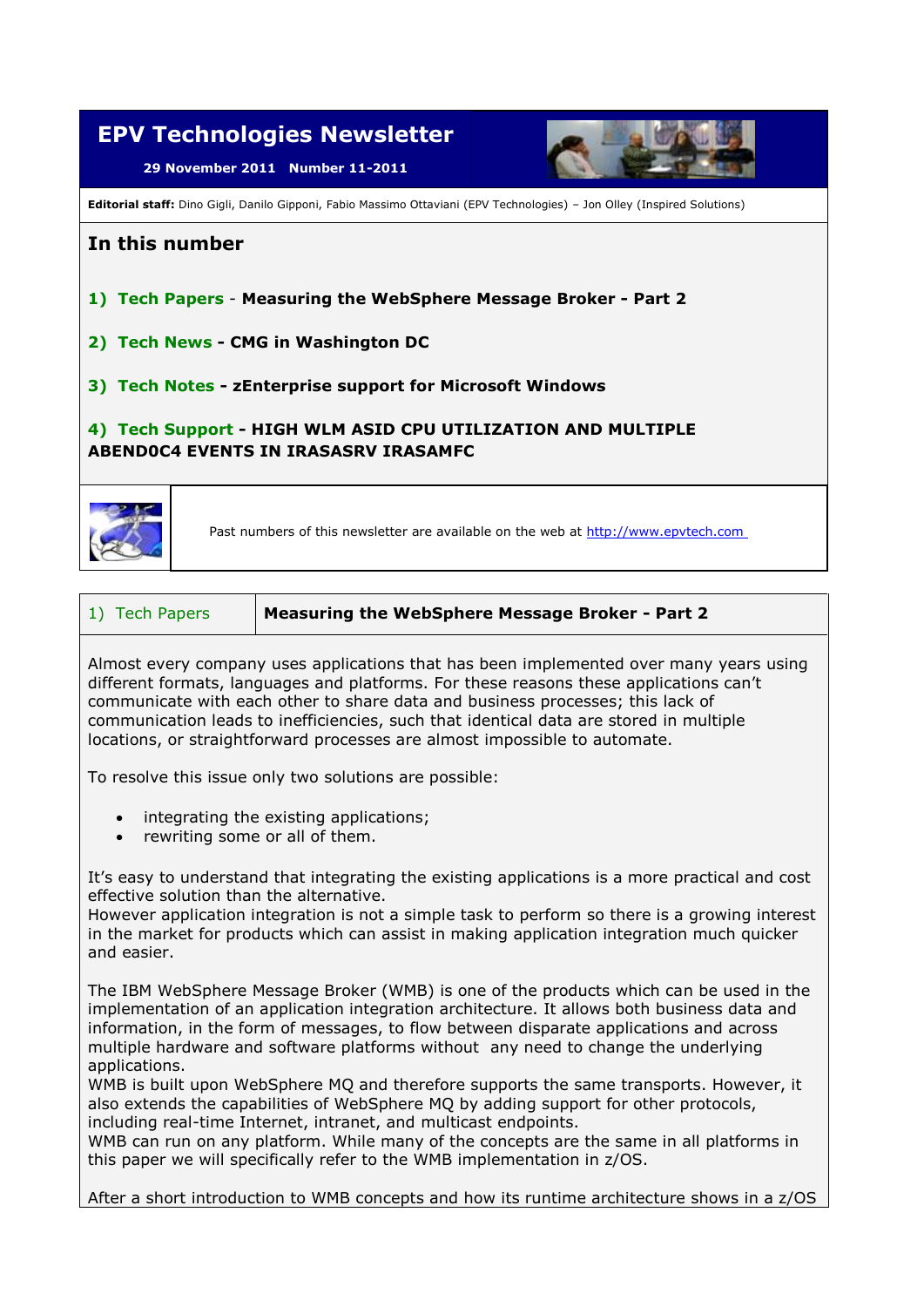# EPV Technologies Newsletter

**29 November 2011 Number 11-2011**

**Editorial staff:** Dino Gigli, Danilo Gipponi, Fabio Massimo Ottaviani (EPV Technologies) – Jon Olley (Inspired Solutions)

## In this number

**1) Tech Papers - Measuring the WebSphere Message Broker - Part 2**

**2) Tech News - CMG in Washington DC**

**3) Tech Notes - zEnterprise support for Microsoft Windows**

**4) Tech Support - HIGH WLM ASID CPU UTILIZATION AND MULTIPLE ABEND0C4 EVENTS IN IRASASRV IRASAMFC**

Past numbers of this newsletter are available on the web at http://www.epvtech.com

| 1) Tech Papers | **Measuring the WebSphere Message Broker - Part 2** |
|---|---|

Almost every company uses applications that has been implemented over many years using different formats, languages and platforms. For these reasons these applications can't communicate with each other to share data and business processes; this lack of communication leads to inefficiencies, such that identical data are stored in multiple locations, or straightforward processes are almost impossible to automate.

To resolve this issue only two solutions are possible:

- integrating the existing applications;
- rewriting some or all of them.

It's easy to understand that integrating the existing applications is a more practical and cost effective solution than the alternative.
However application integration is not a simple task to perform so there is a growing interest in the market for products which can assist in making application integration much quicker and easier.

The IBM WebSphere Message Broker (WMB) is one of the products which can be used in the implementation of an application integration architecture. It allows both business data and information, in the form of messages, to flow between disparate applications and across multiple hardware and software platforms without any need to change the underlying applications.
WMB is built upon WebSphere MQ and therefore supports the same transports. However, it also extends the capabilities of WebSphere MQ by adding support for other protocols, including real-time Internet, intranet, and multicast endpoints.
WMB can run on any platform. While many of the concepts are the same in all platforms in this paper we will specifically refer to the WMB implementation in z/OS.

After a short introduction to WMB concepts and how its runtime architecture shows in a z/OS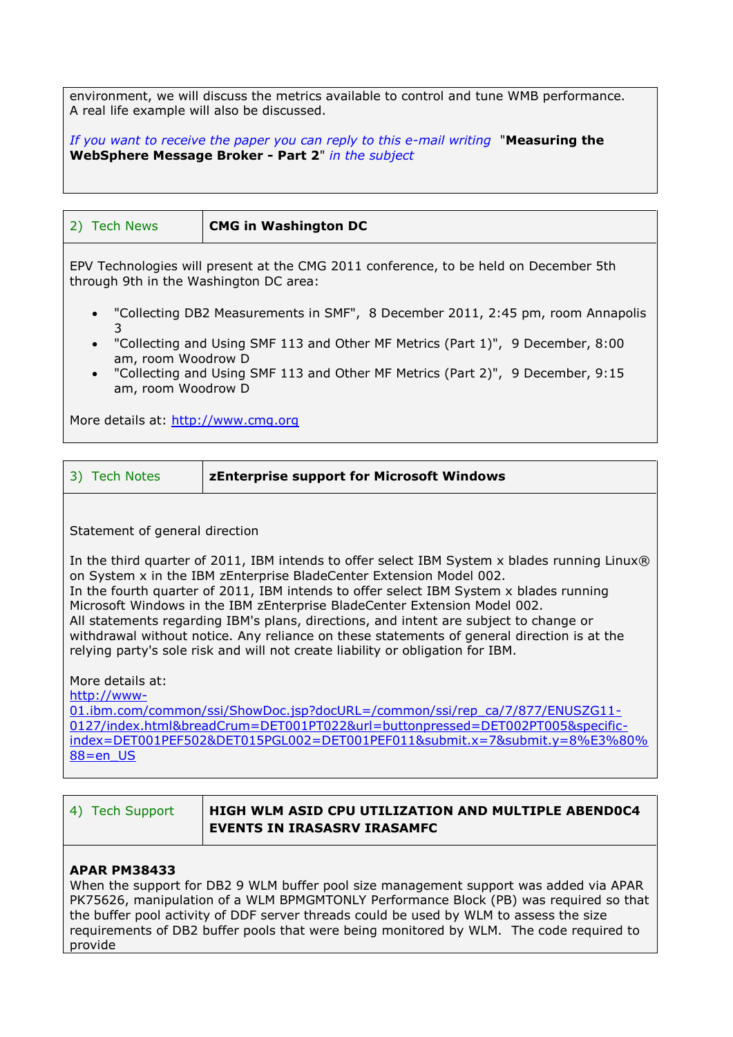environment, we will discuss the metrics available to control and tune WMB performance. A real life example will also be discussed.

*If you want to receive the paper you can reply to this e-mail writing* "**Measuring the WebSphere Message Broker - Part 2**" *in the subject*

| 2) Tech News | **CMG in Washington DC** |
|---|---|

EPV Technologies will present at the CMG 2011 conference, to be held on December 5th through 9th in the Washington DC area:

- "Collecting DB2 Measurements in SMF", 8 December 2011, 2:45 pm, room Annapolis 3
- "Collecting and Using SMF 113 and Other MF Metrics (Part 1)", 9 December, 8:00 am, room Woodrow D
- "Collecting and Using SMF 113 and Other MF Metrics (Part 2)", 9 December, 9:15 am, room Woodrow D

More details at: http://www.cmg.org

| 3) Tech Notes | **zEnterprise support for Microsoft Windows** |
|---|---|

Statement of general direction

In the third quarter of 2011, IBM intends to offer select IBM System x blades running Linux® on System x in the IBM zEnterprise BladeCenter Extension Model 002.
In the fourth quarter of 2011, IBM intends to offer select IBM System x blades running Microsoft Windows in the IBM zEnterprise BladeCenter Extension Model 002.
All statements regarding IBM's plans, directions, and intent are subject to change or withdrawal without notice. Any reliance on these statements of general direction is at the relying party's sole risk and will not create liability or obligation for IBM.

More details at:
http://www-01.ibm.com/common/ssi/ShowDoc.jsp?docURL=/common/ssi/rep_ca/7/877/ENUSZG11-0127/index.html&breadCrum=DET001PT022&url=buttonpressed=DET002PT005&specific-index=DET001PEF502&DET015PGL002=DET001PEF011&submit.x=7&submit.y=8%E3%80%88=en_US

| 4) Tech Support | **HIGH WLM ASID CPU UTILIZATION AND MULTIPLE ABEND0C4 EVENTS IN IRASASRV IRASAMFC** |
|---|---|

**APAR PM38433**
When the support for DB2 9 WLM buffer pool size management support was added via APAR PK75626, manipulation of a WLM BPMGMTONLY Performance Block (PB) was required so that the buffer pool activity of DDF server threads could be used by WLM to assess the size requirements of DB2 buffer pools that were being monitored by WLM. The code required to provide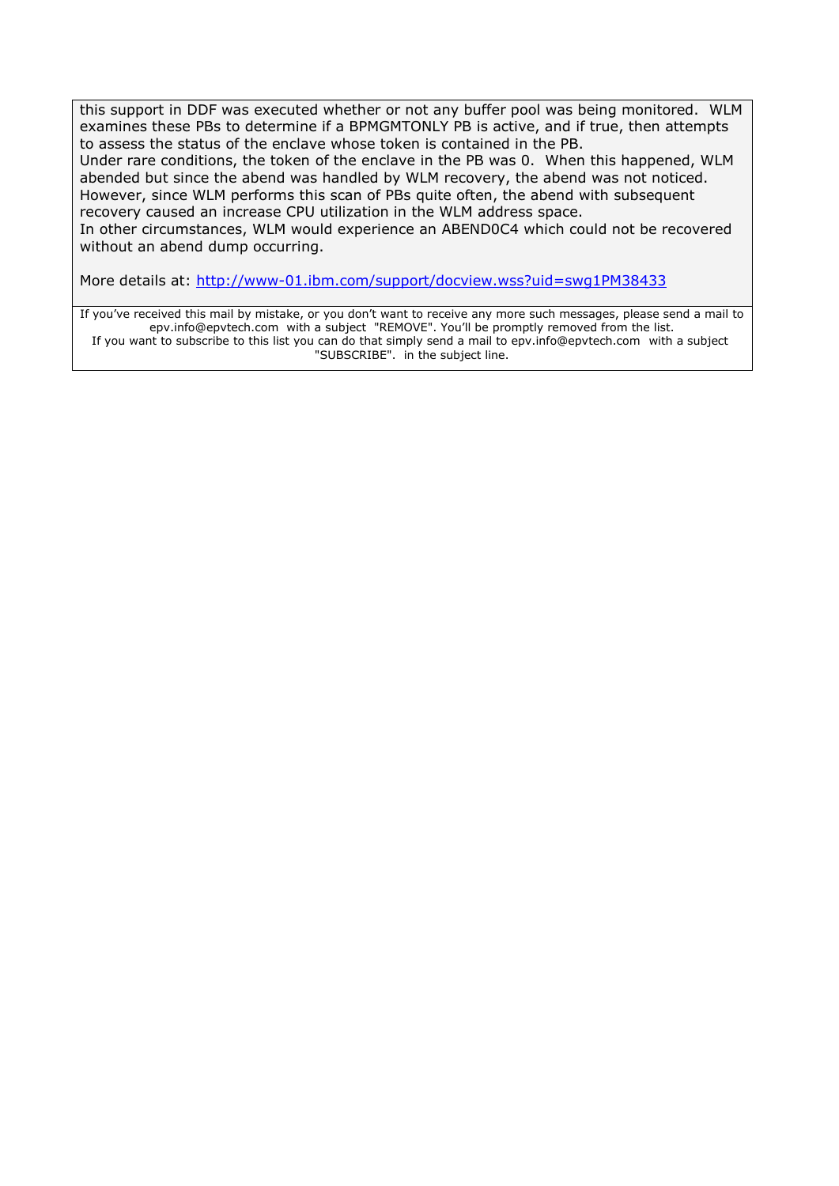this support in DDF was executed whether or not any buffer pool was being monitored. WLM examines these PBs to determine if a BPMGMTONLY PB is active, and if true, then attempts to assess the status of the enclave whose token is contained in the PB.
Under rare conditions, the token of the enclave in the PB was 0. When this happened, WLM abended but since the abend was handled by WLM recovery, the abend was not noticed. However, since WLM performs this scan of PBs quite often, the abend with subsequent recovery caused an increase CPU utilization in the WLM address space.
In other circumstances, WLM would experience an ABEND0C4 which could not be recovered without an abend dump occurring.

More details at: [http://www-01.ibm.com/support/docview.wss?uid=swg1PM38433](http://www-01.ibm.com/support/docview.wss?uid=swg1PM38433)

If you've received this mail by mistake, or you don't want to receive any more such messages, please send a mail to epv.info@epvtech.com with a subject "REMOVE". You'll be promptly removed from the list.
If you want to subscribe to this list you can do that simply send a mail to epv.info@epvtech.com with a subject "SUBSCRIBE". in the subject line.